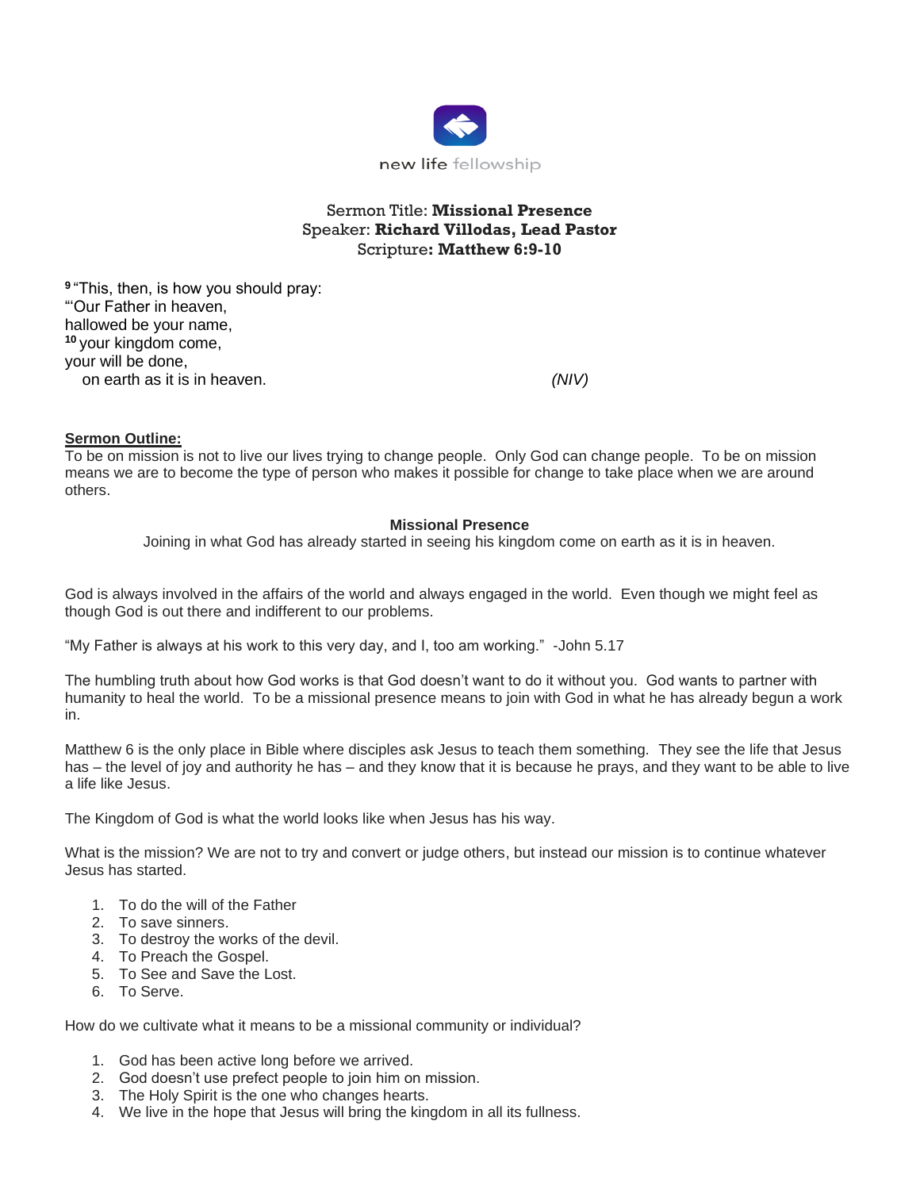new life fellowship

Sermon Title: **Missional Presence**
Speaker: **Richard Villodas, Lead Pastor**
Scripture**: Matthew 6:9-10**

[9] "This, then, is how you should pray:
"'Our Father in heaven,
hallowed be your name,
[10] your kingdom come,
your will be done,
on earth as it is in heaven. *(NIV)*

**Sermon Outline:**

To be on mission is not to live our lives trying to change people. Only God can change people. To be on mission means we are to become the type of person who makes it possible for change to take place when we are around others.

**Missional Presence**

Joining in what God has already started in seeing his kingdom come on earth as it is in heaven.

God is always involved in the affairs of the world and always engaged in the world. Even though we might feel as though God is out there and indifferent to our problems.

"My Father is always at his work to this very day, and I, too am working." -John 5.17

The humbling truth about how God works is that God doesn't want to do it without you. God wants to partner with humanity to heal the world. To be a missional presence means to join with God in what he has already begun a work in.

Matthew 6 is the only place in Bible where disciples ask Jesus to teach them something. They see the life that Jesus has – the level of joy and authority he has – and they know that it is because he prays, and they want to be able to live a life like Jesus.

The Kingdom of God is what the world looks like when Jesus has his way.

What is the mission? We are not to try and convert or judge others, but instead our mission is to continue whatever Jesus has started.

1. To do the will of the Father
2. To save sinners.
3. To destroy the works of the devil.
4. To Preach the Gospel.
5. To See and Save the Lost.
6. To Serve.

How do we cultivate what it means to be a missional community or individual?

1. God has been active long before we arrived.
2. God doesn't use prefect people to join him on mission.
3. The Holy Spirit is the one who changes hearts.
4. We live in the hope that Jesus will bring the kingdom in all its fullness.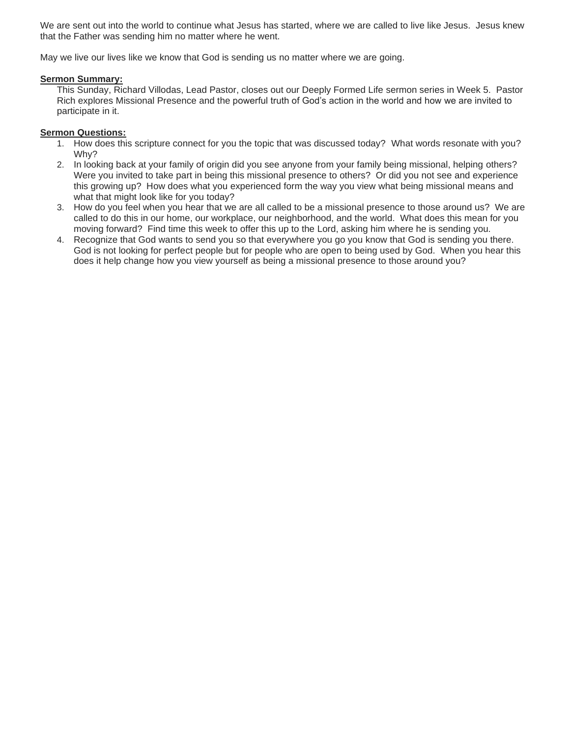We are sent out into the world to continue what Jesus has started, where we are called to live like Jesus. Jesus knew that the Father was sending him no matter where he went.

May we live our lives like we know that God is sending us no matter where we are going.

**Sermon Summary:**

This Sunday, Richard Villodas, Lead Pastor, closes out our Deeply Formed Life sermon series in Week 5. Pastor Rich explores Missional Presence and the powerful truth of God's action in the world and how we are invited to participate in it.

**Sermon Questions:**

1. How does this scripture connect for you the topic that was discussed today? What words resonate with you? Why?
2. In looking back at your family of origin did you see anyone from your family being missional, helping others? Were you invited to take part in being this missional presence to others? Or did you not see and experience this growing up? How does what you experienced form the way you view what being missional means and what that might look like for you today?
3. How do you feel when you hear that we are all called to be a missional presence to those around us? We are called to do this in our home, our workplace, our neighborhood, and the world. What does this mean for you moving forward? Find time this week to offer this up to the Lord, asking him where he is sending you.
4. Recognize that God wants to send you so that everywhere you go you know that God is sending you there. God is not looking for perfect people but for people who are open to being used by God. When you hear this does it help change how you view yourself as being a missional presence to those around you?